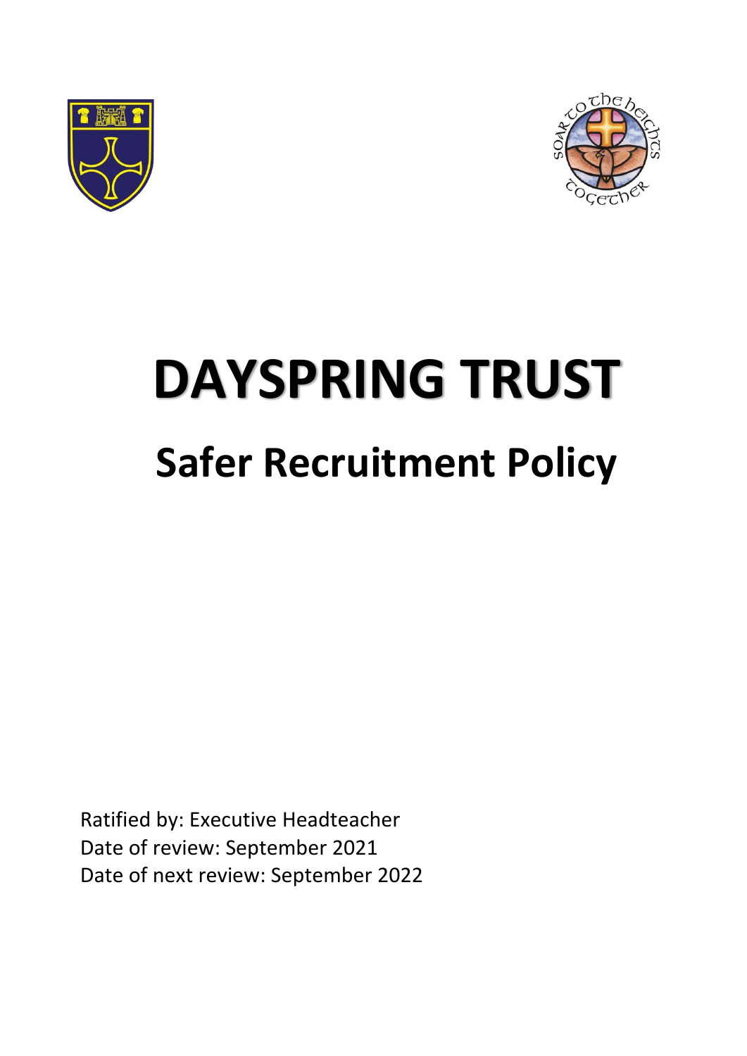# DAYSPRING TRUST

## Safer Recruitment Policy

Ratified by: Executive Headteacher
Date of review: September 2021
Date of next review: September 2022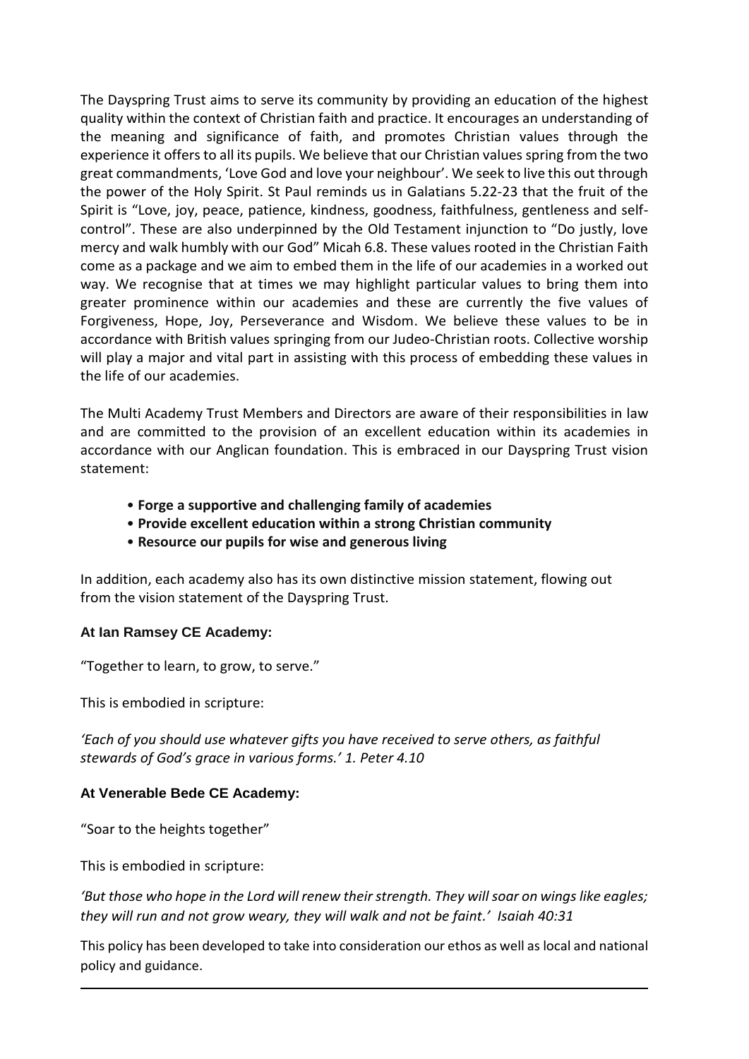The Dayspring Trust aims to serve its community by providing an education of the highest quality within the context of Christian faith and practice. It encourages an understanding of the meaning and significance of faith, and promotes Christian values through the experience it offers to all its pupils. We believe that our Christian values spring from the two great commandments, 'Love God and love your neighbour'. We seek to live this out through the power of the Holy Spirit. St Paul reminds us in Galatians 5.22-23 that the fruit of the Spirit is "Love, joy, peace, patience, kindness, goodness, faithfulness, gentleness and self-control". These are also underpinned by the Old Testament injunction to "Do justly, love mercy and walk humbly with our God" Micah 6.8. These values rooted in the Christian Faith come as a package and we aim to embed them in the life of our academies in a worked out way. We recognise that at times we may highlight particular values to bring them into greater prominence within our academies and these are currently the five values of Forgiveness, Hope, Joy, Perseverance and Wisdom. We believe these values to be in accordance with British values springing from our Judeo-Christian roots. Collective worship will play a major and vital part in assisting with this process of embedding these values in the life of our academies.

The Multi Academy Trust Members and Directors are aware of their responsibilities in law and are committed to the provision of an excellent education within its academies in accordance with our Anglican foundation. This is embraced in our Dayspring Trust vision statement:

- **Forge a supportive and challenging family of academies**
- **Provide excellent education within a strong Christian community**
- **Resource our pupils for wise and generous living**

In addition, each academy also has its own distinctive mission statement, flowing out from the vision statement of the Dayspring Trust.

**At Ian Ramsey CE Academy:**

"Together to learn, to grow, to serve."

This is embodied in scripture:

*'Each of you should use whatever gifts you have received to serve others, as faithful stewards of God's grace in various forms.' 1. Peter 4.10*

**At Venerable Bede CE Academy:**

"Soar to the heights together"

This is embodied in scripture:

*'But those who hope in the Lord will renew their strength. They will soar on wings like eagles; they will run and not grow weary, they will walk and not be faint.' Isaiah 40:31*

This policy has been developed to take into consideration our ethos as well as local and national policy and guidance.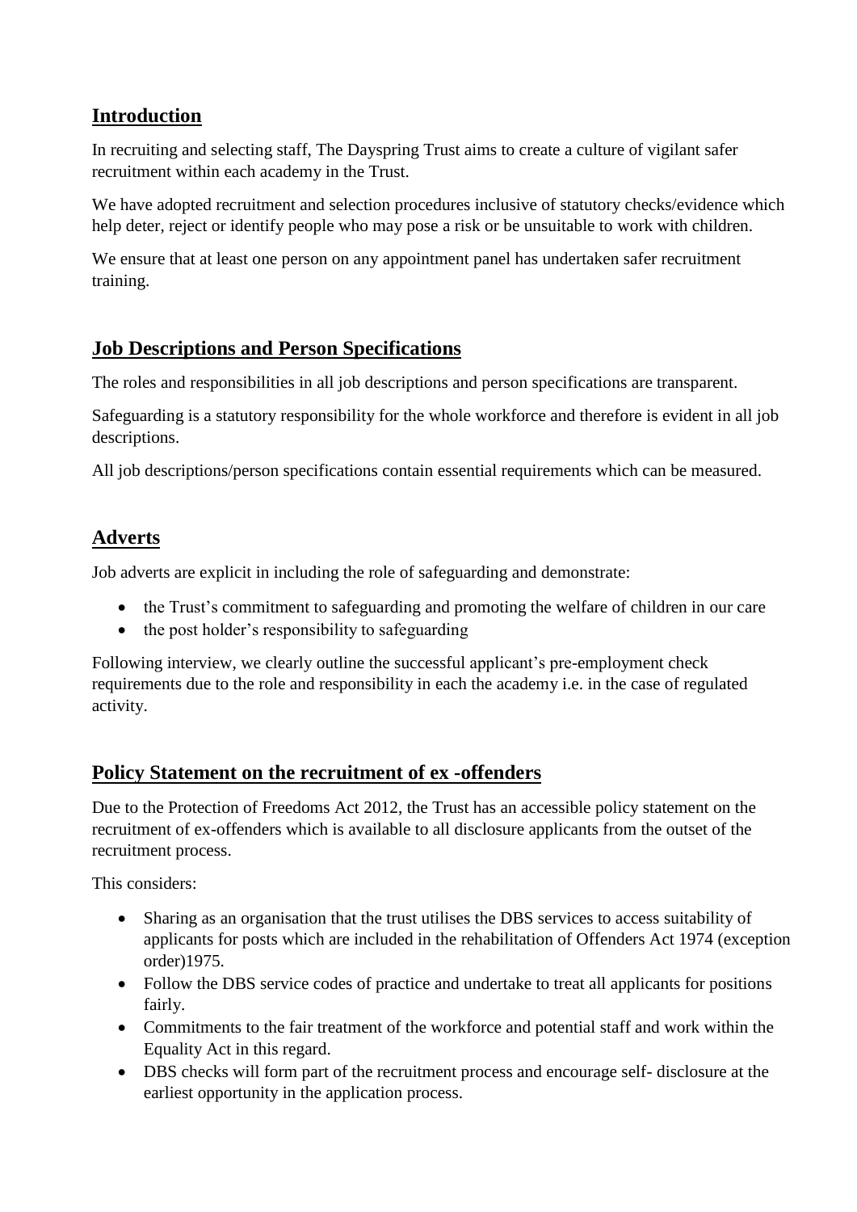## Introduction

In recruiting and selecting staff, The Dayspring Trust aims to create a culture of vigilant safer recruitment within each academy in the Trust.

We have adopted recruitment and selection procedures inclusive of statutory checks/evidence which help deter, reject or identify people who may pose a risk or be unsuitable to work with children.

We ensure that at least one person on any appointment panel has undertaken safer recruitment training.

## Job Descriptions and Person Specifications

The roles and responsibilities in all job descriptions and person specifications are transparent.

Safeguarding is a statutory responsibility for the whole workforce and therefore is evident in all job descriptions.

All job descriptions/person specifications contain essential requirements which can be measured.

## Adverts

Job adverts are explicit in including the role of safeguarding and demonstrate:

- the Trust's commitment to safeguarding and promoting the welfare of children in our care
- the post holder's responsibility to safeguarding

Following interview, we clearly outline the successful applicant's pre-employment check requirements due to the role and responsibility in each the academy i.e. in the case of regulated activity.

## Policy Statement on the recruitment of ex -offenders

Due to the Protection of Freedoms Act 2012, the Trust has an accessible policy statement on the recruitment of ex-offenders which is available to all disclosure applicants from the outset of the recruitment process.

This considers:

- Sharing as an organisation that the trust utilises the DBS services to access suitability of applicants for posts which are included in the rehabilitation of Offenders Act 1974 (exception order)1975.
- Follow the DBS service codes of practice and undertake to treat all applicants for positions fairly.
- Commitments to the fair treatment of the workforce and potential staff and work within the Equality Act in this regard.
- DBS checks will form part of the recruitment process and encourage self- disclosure at the earliest opportunity in the application process.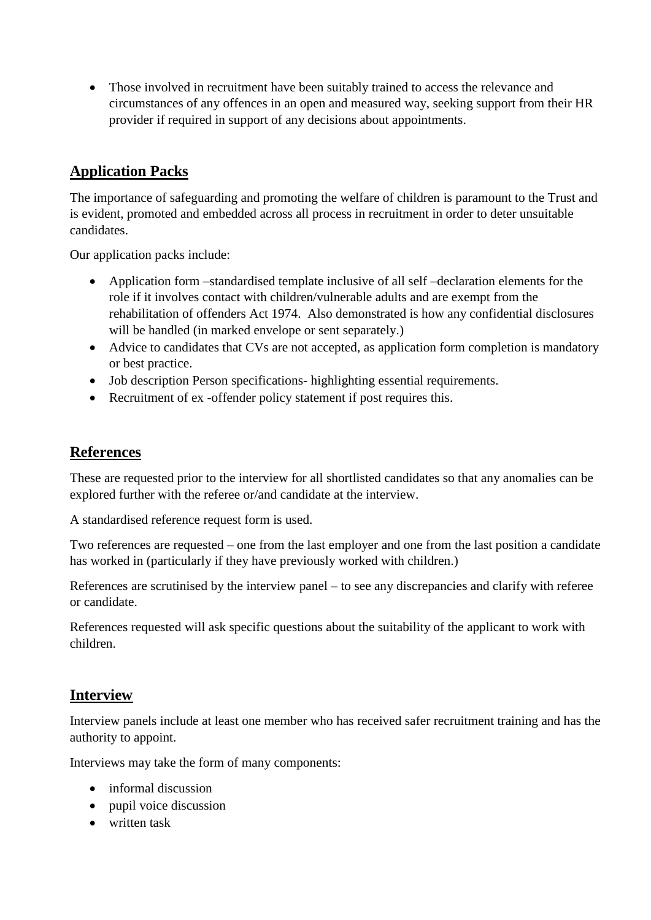- Those involved in recruitment have been suitably trained to access the relevance and circumstances of any offences in an open and measured way, seeking support from their HR provider if required in support of any decisions about appointments.

## Application Packs

The importance of safeguarding and promoting the welfare of children is paramount to the Trust and is evident, promoted and embedded across all process in recruitment in order to deter unsuitable candidates.

Our application packs include:

- Application form –standardised template inclusive of all self –declaration elements for the role if it involves contact with children/vulnerable adults and are exempt from the rehabilitation of offenders Act 1974. Also demonstrated is how any confidential disclosures will be handled (in marked envelope or sent separately.)
- Advice to candidates that CVs are not accepted, as application form completion is mandatory or best practice.
- Job description Person specifications- highlighting essential requirements.
- Recruitment of ex -offender policy statement if post requires this.

## References

These are requested prior to the interview for all shortlisted candidates so that any anomalies can be explored further with the referee or/and candidate at the interview.

A standardised reference request form is used.

Two references are requested – one from the last employer and one from the last position a candidate has worked in (particularly if they have previously worked with children.)

References are scrutinised by the interview panel – to see any discrepancies and clarify with referee or candidate.

References requested will ask specific questions about the suitability of the applicant to work with children.

## Interview

Interview panels include at least one member who has received safer recruitment training and has the authority to appoint.

Interviews may take the form of many components:

- informal discussion
- pupil voice discussion
- written task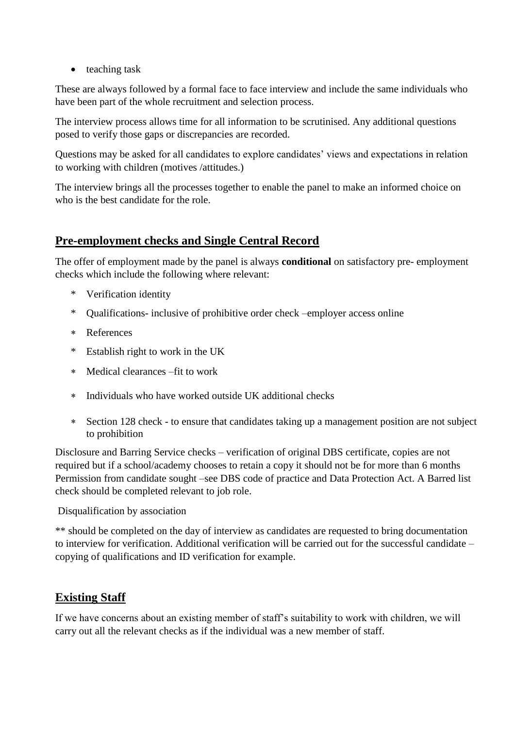- teaching task

These are always followed by a formal face to face interview and include the same individuals who have been part of the whole recruitment and selection process.

The interview process allows time for all information to be scrutinised. Any additional questions posed to verify those gaps or discrepancies are recorded.

Questions may be asked for all candidates to explore candidates' views and expectations in relation to working with children (motives /attitudes.)

The interview brings all the processes together to enable the panel to make an informed choice on who is the best candidate for the role.

## Pre-employment checks and Single Central Record

The offer of employment made by the panel is always **conditional** on satisfactory pre- employment checks which include the following where relevant:

- Verification identity
- Qualifications- inclusive of prohibitive order check –employer access online
- References
- Establish right to work in the UK
- Medical clearances –fit to work
- Individuals who have worked outside UK additional checks
- Section 128 check - to ensure that candidates taking up a management position are not subject to prohibition

Disclosure and Barring Service checks – verification of original DBS certificate, copies are not required but if a school/academy chooses to retain a copy it should not be for more than 6 months Permission from candidate sought –see DBS code of practice and Data Protection Act. A Barred list check should be completed relevant to job role.

Disqualification by association

** should be completed on the day of interview as candidates are requested to bring documentation to interview for verification. Additional verification will be carried out for the successful candidate – copying of qualifications and ID verification for example.

## Existing Staff

If we have concerns about an existing member of staff's suitability to work with children, we will carry out all the relevant checks as if the individual was a new member of staff.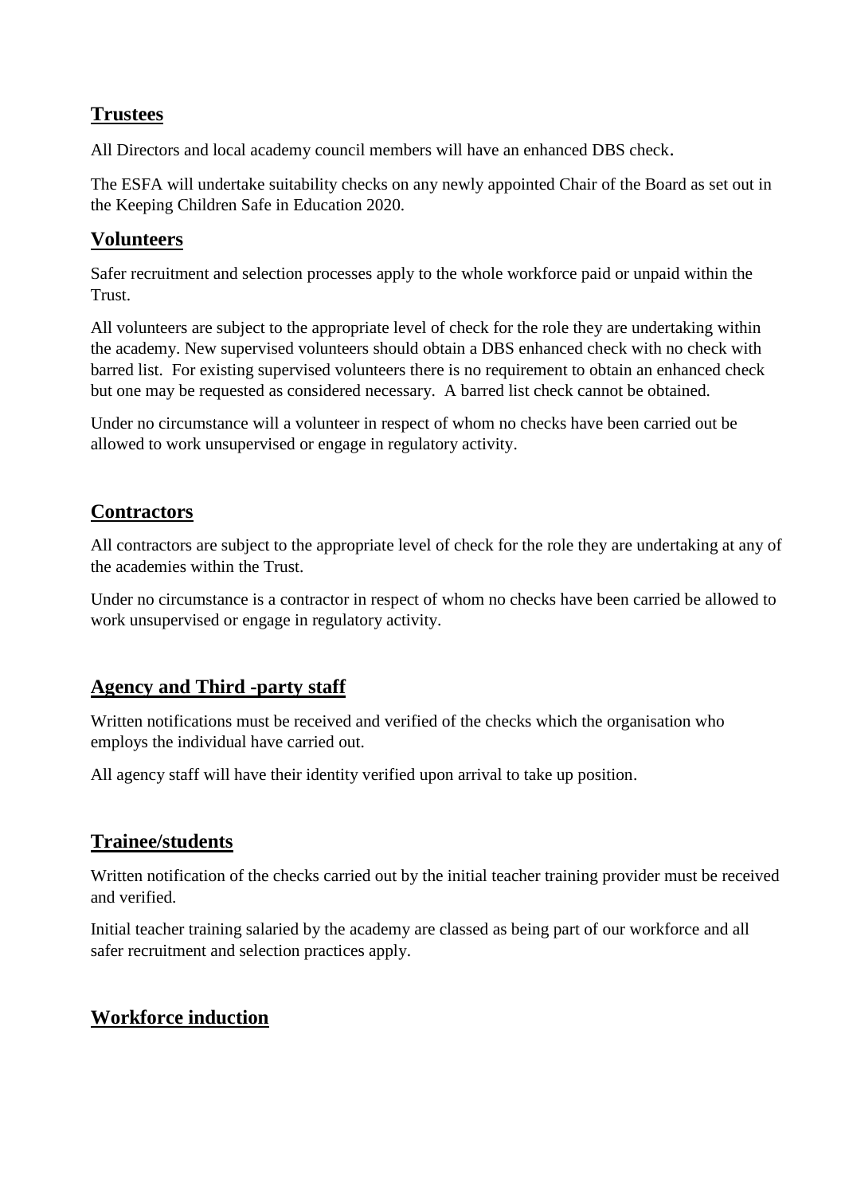## Trustees

All Directors and local academy council members will have an enhanced DBS check.

The ESFA will undertake suitability checks on any newly appointed Chair of the Board as set out in the Keeping Children Safe in Education 2020.

## Volunteers

Safer recruitment and selection processes apply to the whole workforce paid or unpaid within the Trust.

All volunteers are subject to the appropriate level of check for the role they are undertaking within the academy. New supervised volunteers should obtain a DBS enhanced check with no check with barred list. For existing supervised volunteers there is no requirement to obtain an enhanced check but one may be requested as considered necessary. A barred list check cannot be obtained.

Under no circumstance will a volunteer in respect of whom no checks have been carried out be allowed to work unsupervised or engage in regulatory activity.

## Contractors

All contractors are subject to the appropriate level of check for the role they are undertaking at any of the academies within the Trust.

Under no circumstance is a contractor in respect of whom no checks have been carried be allowed to work unsupervised or engage in regulatory activity.

## Agency and Third -party staff

Written notifications must be received and verified of the checks which the organisation who employs the individual have carried out.

All agency staff will have their identity verified upon arrival to take up position.

## Trainee/students

Written notification of the checks carried out by the initial teacher training provider must be received and verified.

Initial teacher training salaried by the academy are classed as being part of our workforce and all safer recruitment and selection practices apply.

## Workforce induction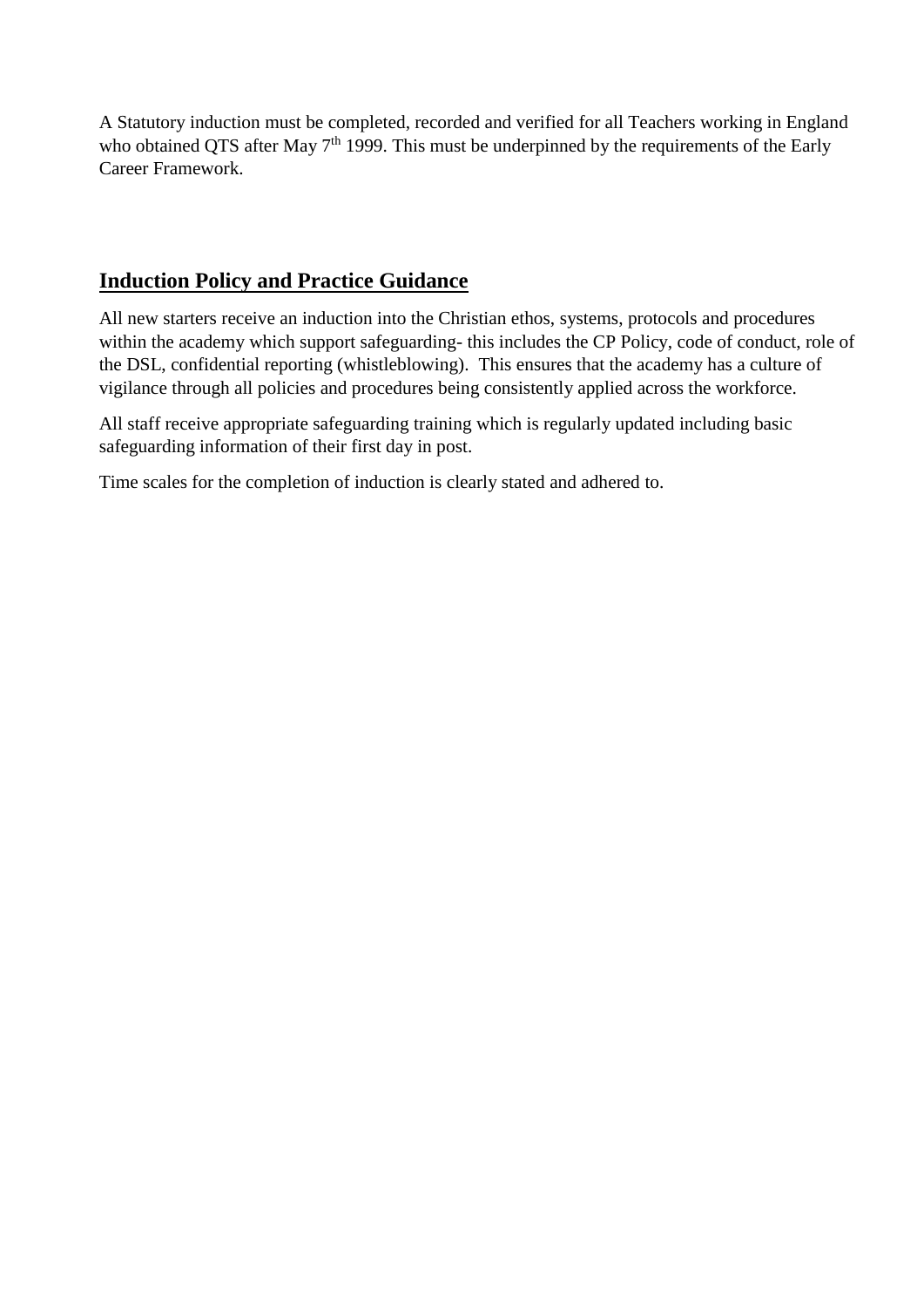A Statutory induction must be completed, recorded and verified for all Teachers working in England who obtained QTS after May 7th 1999. This must be underpinned by the requirements of the Early Career Framework.

## **Induction Policy and Practice Guidance**

All new starters receive an induction into the Christian ethos, systems, protocols and procedures within the academy which support safeguarding- this includes the CP Policy, code of conduct, role of the DSL, confidential reporting (whistleblowing). This ensures that the academy has a culture of vigilance through all policies and procedures being consistently applied across the workforce.

All staff receive appropriate safeguarding training which is regularly updated including basic safeguarding information of their first day in post.

Time scales for the completion of induction is clearly stated and adhered to.